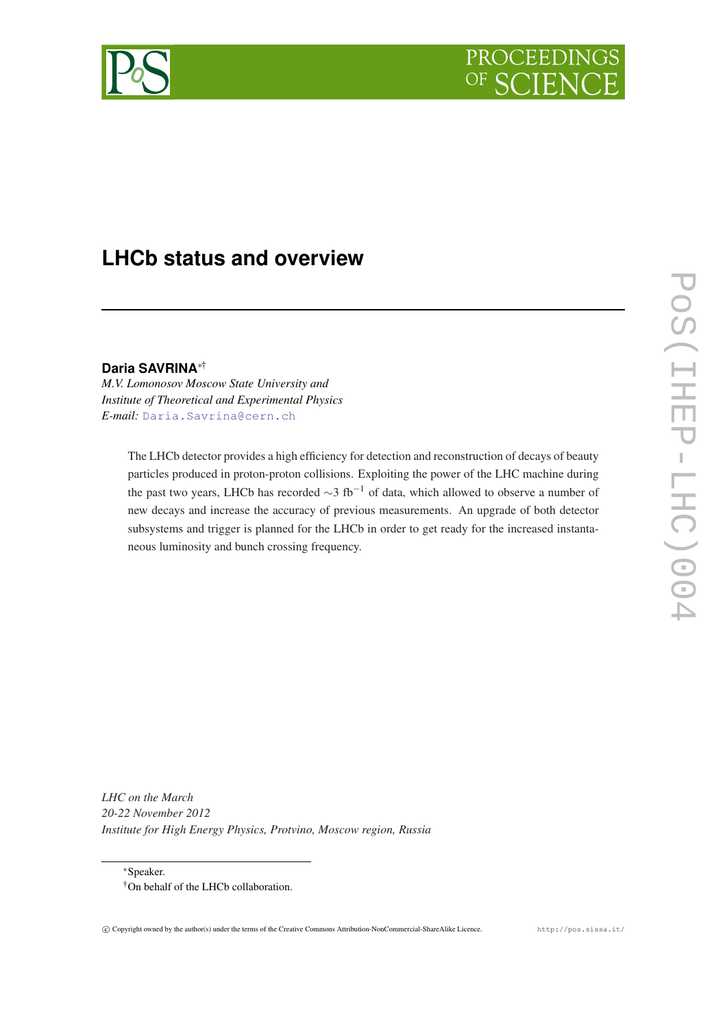# LHCb status and overview

**Daria SAVRINA**[∗†]

*M.V. Lomonosov Moscow State University and*
*Institute of Theoretical and Experimental Physics*
*E-mail:* Daria.Savrina@cern.ch

The LHCb detector provides a high efficiency for detection and reconstruction of decays of beauty particles produced in proton-proton collisions. Exploiting the power of the LHC machine during the past two years, LHCb has recorded $\sim$3 fb$^{-1}$ of data, which allowed to observe a number of new decays and increase the accuracy of previous measurements. An upgrade of both detector subsystems and trigger is planned for the LHCb in order to get ready for the increased instantaneous luminosity and bunch crossing frequency.

*LHC on the March*
*20-22 November 2012*
*Institute for High Energy Physics, Protvino, Moscow region, Russia*

∗Speaker.

†On behalf of the LHCb collaboration.

© Copyright owned by the author(s) under the terms of the Creative Commons Attribution-NonCommercial-ShareAlike Licence. http://pos.sissa.it/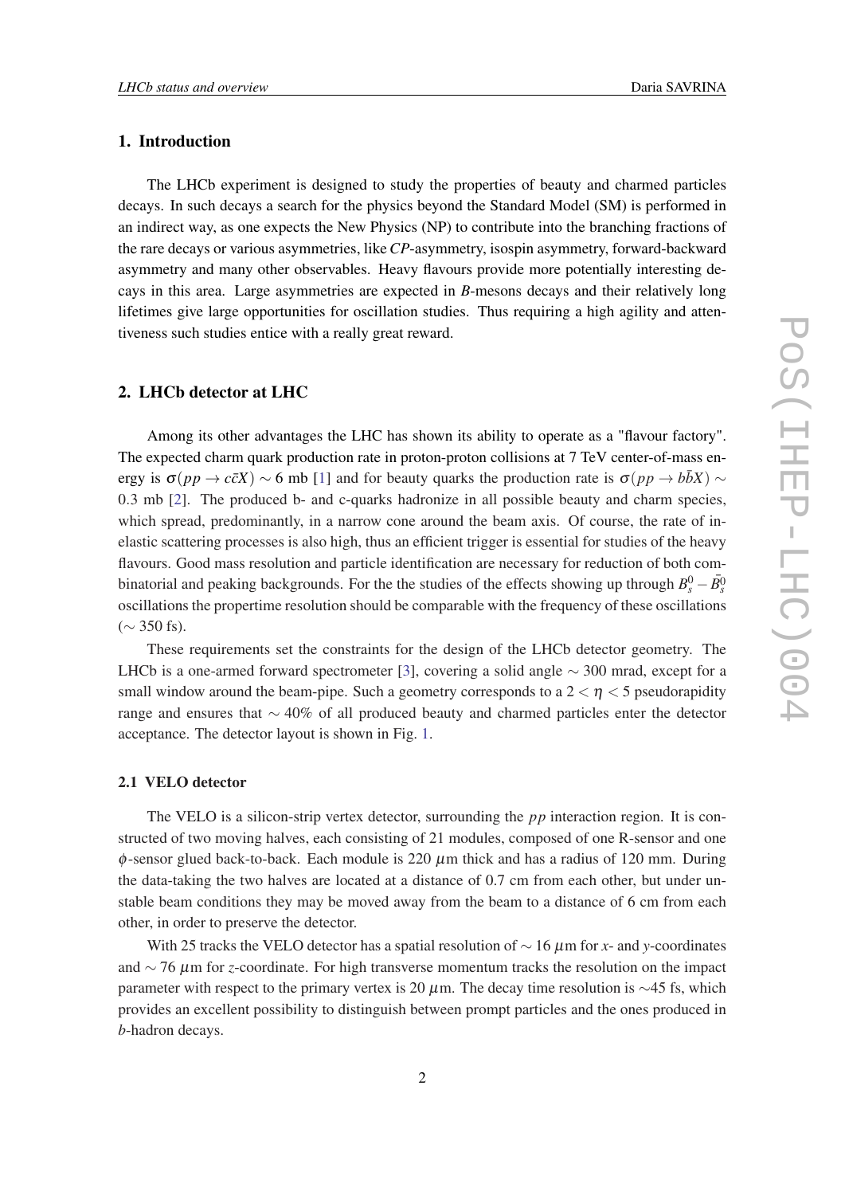## 1. Introduction

The LHCb experiment is designed to study the properties of beauty and charmed particles decays. In such decays a search for the physics beyond the Standard Model (SM) is performed in an indirect way, as one expects the New Physics (NP) to contribute into the branching fractions of the rare decays or various asymmetries, like *CP*-asymmetry, isospin asymmetry, forward-backward asymmetry and many other observables. Heavy flavours provide more potentially interesting decays in this area. Large asymmetries are expected in *B*-mesons decays and their relatively long lifetimes give large opportunities for oscillation studies. Thus requiring a high agility and attentiveness such studies entice with a really great reward.

## 2. LHCb detector at LHC

Among its other advantages the LHC has shown its ability to operate as a "flavour factory". The expected charm quark production rate in proton-proton collisions at 7 TeV center-of-mass energy is $\sigma(pp \to c\bar{c}X) \sim 6$ mb [1] and for beauty quarks the production rate is $\sigma(pp \to b\bar{b}X) \sim 0.3$ mb [2]. The produced b- and c-quarks hadronize in all possible beauty and charm species, which spread, predominantly, in a narrow cone around the beam axis. Of course, the rate of inelastic scattering processes is also high, thus an efficient trigger is essential for studies of the heavy flavours. Good mass resolution and particle identification are necessary for reduction of both combinatorial and peaking backgrounds. For the the studies of the effects showing up through $B_s^0 - \bar{B}_s^0$ oscillations the propertime resolution should be comparable with the frequency of these oscillations ($\sim 350$ fs).

These requirements set the constraints for the design of the LHCb detector geometry. The LHCb is a one-armed forward spectrometer [3], covering a solid angle $\sim 300$ mrad, except for a small window around the beam-pipe. Such a geometry corresponds to a $2 < \eta < 5$ pseudorapidity range and ensures that $\sim 40\%$ of all produced beauty and charmed particles enter the detector acceptance. The detector layout is shown in Fig. 1.

### 2.1 VELO detector

The VELO is a silicon-strip vertex detector, surrounding the *pp* interaction region. It is constructed of two moving halves, each consisting of 21 modules, composed of one R-sensor and one $\phi$-sensor glued back-to-back. Each module is 220 $\mu$m thick and has a radius of 120 mm. During the data-taking the two halves are located at a distance of 0.7 cm from each other, but under unstable beam conditions they may be moved away from the beam to a distance of 6 cm from each other, in order to preserve the detector.

With 25 tracks the VELO detector has a spatial resolution of $\sim 16$ $\mu$m for *x*- and *y*-coordinates and $\sim 76$ $\mu$m for *z*-coordinate. For high transverse momentum tracks the resolution on the impact parameter with respect to the primary vertex is 20 $\mu$m. The decay time resolution is $\sim$45 fs, which provides an excellent possibility to distinguish between prompt particles and the ones produced in *b*-hadron decays.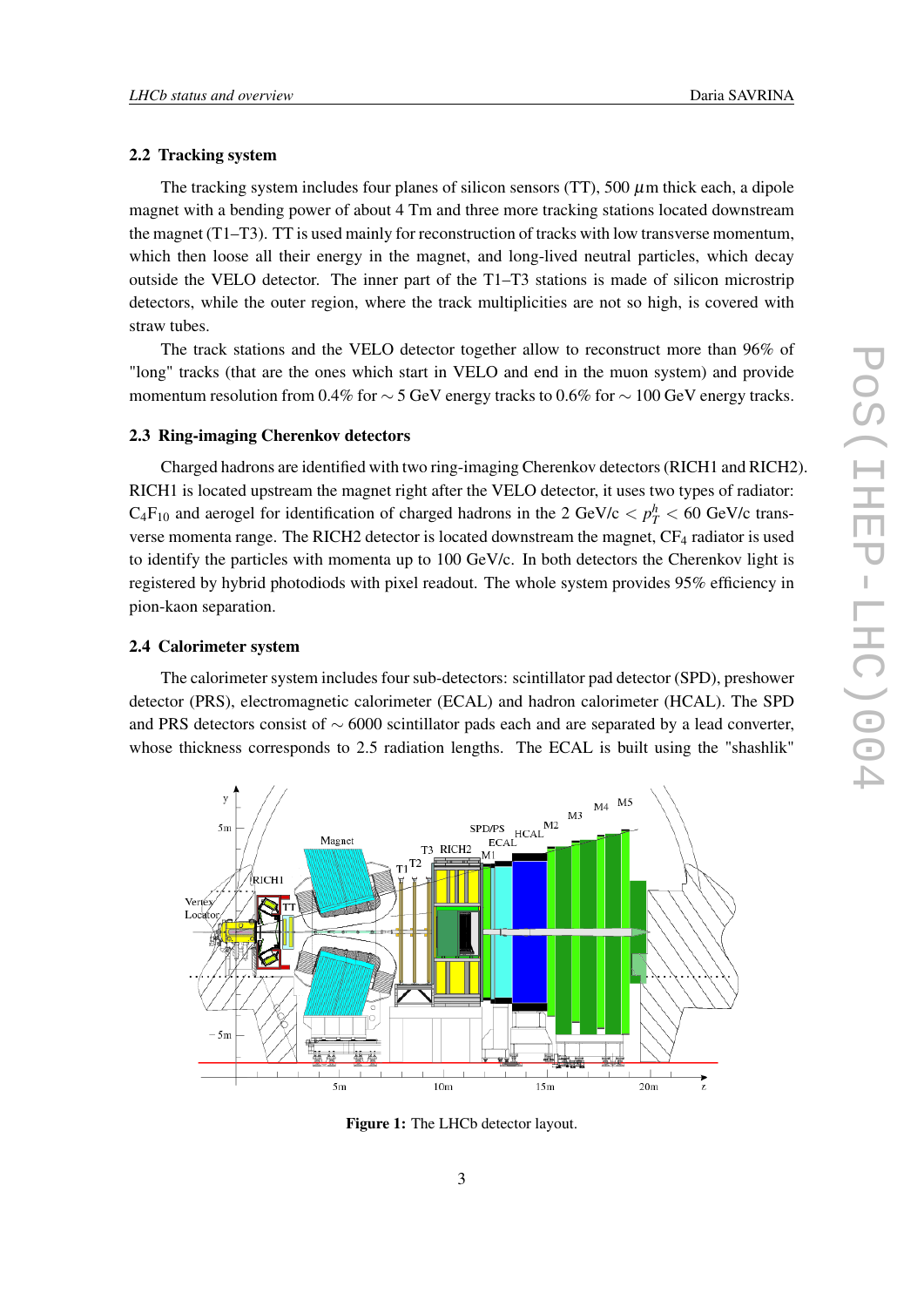### 2.2 Tracking system

The tracking system includes four planes of silicon sensors (TT), 500 $\mu$m thick each, a dipole magnet with a bending power of about 4 Tm and three more tracking stations located downstream the magnet (T1–T3). TT is used mainly for reconstruction of tracks with low transverse momentum, which then loose all their energy in the magnet, and long-lived neutral particles, which decay outside the VELO detector. The inner part of the T1–T3 stations is made of silicon microstrip detectors, while the outer region, where the track multiplicities are not so high, is covered with straw tubes.

The track stations and the VELO detector together allow to reconstruct more than 96% of "long" tracks (that are the ones which start in VELO and end in the muon system) and provide momentum resolution from 0.4% for $\sim$ 5 GeV energy tracks to 0.6% for $\sim$ 100 GeV energy tracks.

### 2.3 Ring-imaging Cherenkov detectors

Charged hadrons are identified with two ring-imaging Cherenkov detectors (RICH1 and RICH2). RICH1 is located upstream the magnet right after the VELO detector, it uses two types of radiator: $C_4F_{10}$ and aerogel for identification of charged hadrons in the 2 GeV/c $< p_T^h <$ 60 GeV/c transverse momenta range. The RICH2 detector is located downstream the magnet, $CF_4$ radiator is used to identify the particles with momenta up to 100 GeV/c. In both detectors the Cherenkov light is registered by hybrid photodiods with pixel readout. The whole system provides 95% efficiency in pion-kaon separation.

### 2.4 Calorimeter system

The calorimeter system includes four sub-detectors: scintillator pad detector (SPD), preshower detector (PRS), electromagnetic calorimeter (ECAL) and hadron calorimeter (HCAL). The SPD and PRS detectors consist of $\sim$ 6000 scintillator pads each and are separated by a lead converter, whose thickness corresponds to 2.5 radiation lengths. The ECAL is built using the "shashlik"

**Figure 1:** The LHCb detector layout.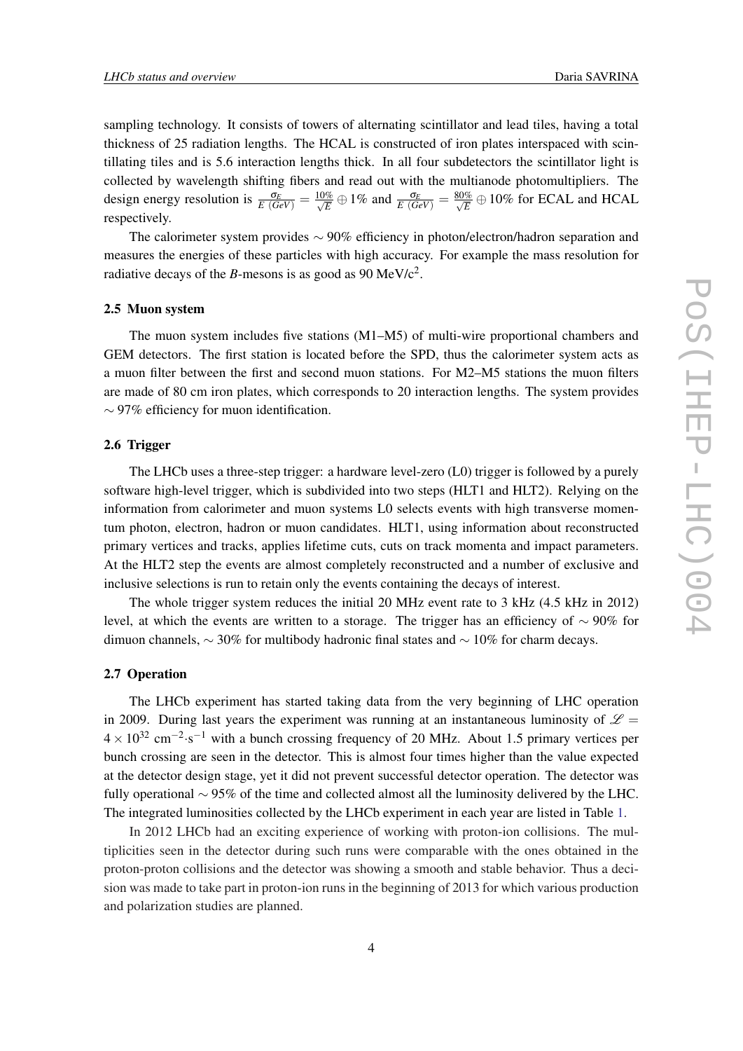sampling technology. It consists of towers of alternating scintillator and lead tiles, having a total thickness of 25 radiation lengths. The HCAL is constructed of iron plates interspaced with scintillating tiles and is 5.6 interaction lengths thick. In all four subdetectors the scintillator light is collected by wavelength shifting fibers and read out with the multianode photomultipliers. The design energy resolution is $\frac{\sigma_E}{E\ (GeV)} = \frac{10\%}{\sqrt{E}} \oplus 1\%$ and $\frac{\sigma_E}{E\ (GeV)} = \frac{80\%}{\sqrt{E}} \oplus 10\%$ for ECAL and HCAL respectively.

The calorimeter system provides $\sim 90\%$ efficiency in photon/electron/hadron separation and measures the energies of these particles with high accuracy. For example the mass resolution for radiative decays of the $B$-mesons is as good as 90 MeV/c$^2$.

### 2.5 Muon system

The muon system includes five stations (M1–M5) of multi-wire proportional chambers and GEM detectors. The first station is located before the SPD, thus the calorimeter system acts as a muon filter between the first and second muon stations. For M2–M5 stations the muon filters are made of 80 cm iron plates, which corresponds to 20 interaction lengths. The system provides $\sim 97\%$ efficiency for muon identification.

### 2.6 Trigger

The LHCb uses a three-step trigger: a hardware level-zero (L0) trigger is followed by a purely software high-level trigger, which is subdivided into two steps (HLT1 and HLT2). Relying on the information from calorimeter and muon systems L0 selects events with high transverse momentum photon, electron, hadron or muon candidates. HLT1, using information about reconstructed primary vertices and tracks, applies lifetime cuts, cuts on track momenta and impact parameters. At the HLT2 step the events are almost completely reconstructed and a number of exclusive and inclusive selections is run to retain only the events containing the decays of interest.

The whole trigger system reduces the initial 20 MHz event rate to 3 kHz (4.5 kHz in 2012) level, at which the events are written to a storage. The trigger has an efficiency of $\sim 90\%$ for dimuon channels, $\sim 30\%$ for multibody hadronic final states and $\sim 10\%$ for charm decays.

### 2.7 Operation

The LHCb experiment has started taking data from the very beginning of LHC operation in 2009. During last years the experiment was running at an instantaneous luminosity of $\mathscr{L} = 4 \times 10^{32}$ cm$^{-2}\cdot$s$^{-1}$ with a bunch crossing frequency of 20 MHz. About 1.5 primary vertices per bunch crossing are seen in the detector. This is almost four times higher than the value expected at the detector design stage, yet it did not prevent successful detector operation. The detector was fully operational $\sim 95\%$ of the time and collected almost all the luminosity delivered by the LHC. The integrated luminosities collected by the LHCb experiment in each year are listed in Table 1.

In 2012 LHCb had an exciting experience of working with proton-ion collisions. The multiplicities seen in the detector during such runs were comparable with the ones obtained in the proton-proton collisions and the detector was showing a smooth and stable behavior. Thus a decision was made to take part in proton-ion runs in the beginning of 2013 for which various production and polarization studies are planned.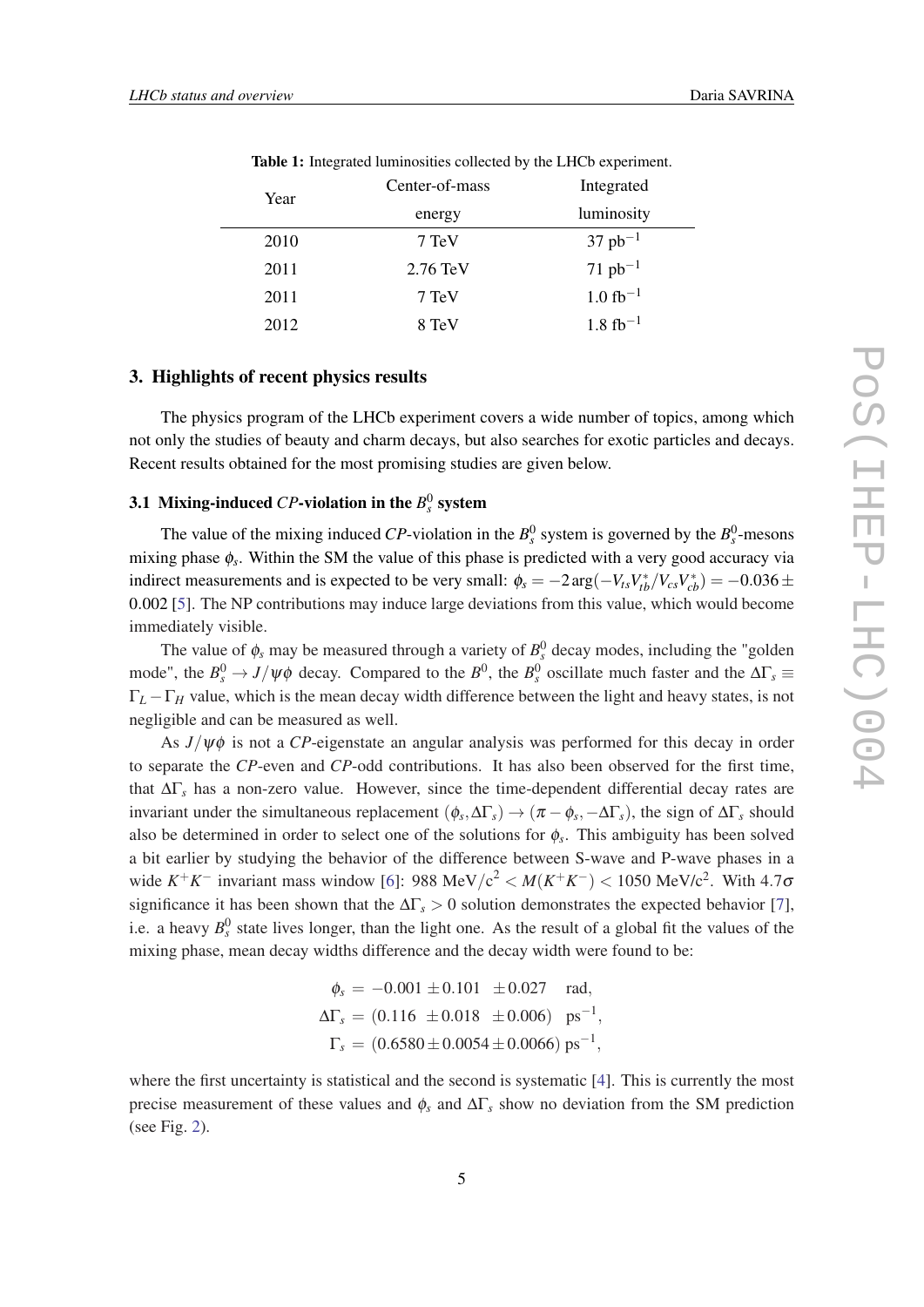**Table 1:** Integrated luminosities collected by the LHCb experiment.

| Year | Center-of-mass energy | Integrated luminosity |
|---|---|---|
| 2010 | 7 TeV | 37 $\text{pb}^{-1}$ |
| 2011 | 2.76 TeV | 71 $\text{pb}^{-1}$ |
| 2011 | 7 TeV | 1.0 $\text{fb}^{-1}$ |
| 2012 | 8 TeV | 1.8 $\text{fb}^{-1}$ |

## 3. Highlights of recent physics results

The physics program of the LHCb experiment covers a wide number of topics, among which not only the studies of beauty and charm decays, but also searches for exotic particles and decays. Recent results obtained for the most promising studies are given below.

### 3.1 Mixing-induced $CP$-violation in the $B_s^0$ system

The value of the mixing induced $CP$-violation in the $B_s^0$ system is governed by the $B_s^0$-mesons mixing phase $\phi_s$. Within the SM the value of this phase is predicted with a very good accuracy via indirect measurements and is expected to be very small: $\phi_s = -2\arg(-V_{ts}V_{tb}^*/V_{cs}V_{cb}^*) = -0.036 \pm 0.002$ [5]. The NP contributions may induce large deviations from this value, which would become immediately visible.

The value of $\phi_s$ may be measured through a variety of $B_s^0$ decay modes, including the "golden mode", the $B_s^0 \to J/\psi\phi$ decay. Compared to the $B^0$, the $B_s^0$ oscillate much faster and the $\Delta\Gamma_s \equiv \Gamma_L - \Gamma_H$ value, which is the mean decay width difference between the light and heavy states, is not negligible and can be measured as well.

As $J/\psi\phi$ is not a $CP$-eigenstate an angular analysis was performed for this decay in order to separate the $CP$-even and $CP$-odd contributions. It has also been observed for the first time, that $\Delta\Gamma_s$ has a non-zero value. However, since the time-dependent differential decay rates are invariant under the simultaneous replacement $(\phi_s, \Delta\Gamma_s) \to (\pi - \phi_s, -\Delta\Gamma_s)$, the sign of $\Delta\Gamma_s$ should also be determined in order to select one of the solutions for $\phi_s$. This ambiguity has been solved a bit earlier by studying the behavior of the difference between S-wave and P-wave phases in a wide $K^+K^-$ invariant mass window [6]: 988 MeV/c$^2$ $< M(K^+K^-) <$ 1050 MeV/c$^2$. With $4.7\sigma$ significance it has been shown that the $\Delta\Gamma_s > 0$ solution demonstrates the expected behavior [7], i.e. a heavy $B_s^0$ state lives longer, than the light one. As the result of a global fit the values of the mixing phase, mean decay widths difference and the decay width were found to be:

$$
\begin{aligned}
\phi_s &= -0.001 \pm 0.101 \quad \pm 0.027 \quad \text{rad}, \\
\Delta\Gamma_s &= (0.116 \ \pm 0.018 \ \pm 0.006) \quad \text{ps}^{-1}, \\
\Gamma_s &= (0.6580 \pm 0.0054 \pm 0.0066)\ \text{ps}^{-1},
\end{aligned}
$$

where the first uncertainty is statistical and the second is systematic [4]. This is currently the most precise measurement of these values and $\phi_s$ and $\Delta\Gamma_s$ show no deviation from the SM prediction (see Fig. 2).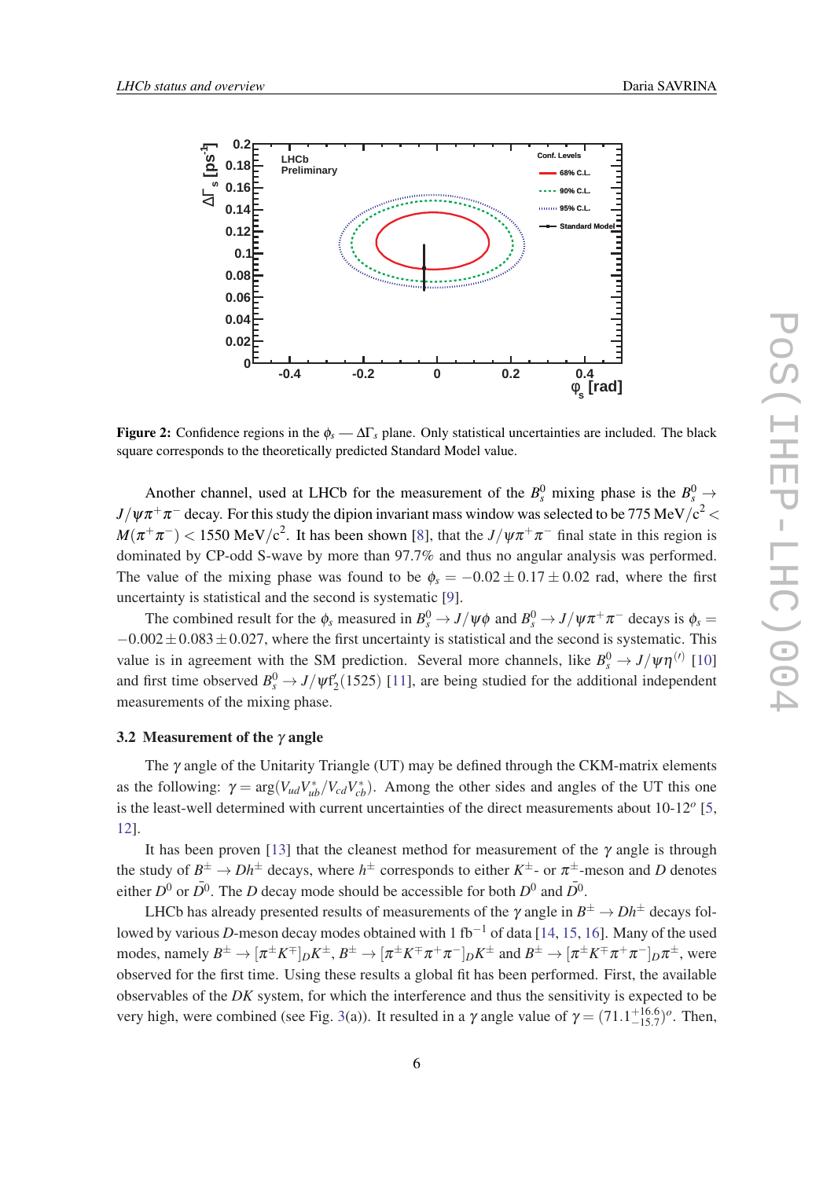**Figure 2:** Confidence regions in the $\phi_s$ — $\Delta\Gamma_s$ plane. Only statistical uncertainties are included. The black square corresponds to the theoretically predicted Standard Model value.

Another channel, used at LHCb for the measurement of the $B_s^0$ mixing phase is the $B_s^0 \to J/\psi\pi^+\pi^-$ decay. For this study the dipion invariant mass window was selected to be 775 MeV/c$^2 < M(\pi^+\pi^-) <$ 1550 MeV/c$^2$. It has been shown [8], that the $J/\psi\pi^+\pi^-$ final state in this region is dominated by CP-odd S-wave by more than 97.7% and thus no angular analysis was performed. The value of the mixing phase was found to be $\phi_s = -0.02 \pm 0.17 \pm 0.02$ rad, where the first uncertainty is statistical and the second is systematic [9].

The combined result for the $\phi_s$ measured in $B_s^0 \to J/\psi\phi$ and $B_s^0 \to J/\psi\pi^+\pi^-$ decays is $\phi_s = -0.002 \pm 0.083 \pm 0.027$, where the first uncertainty is statistical and the second is systematic. This value is in agreement with the SM prediction. Several more channels, like $B_s^0 \to J/\psi\eta^{(\prime)}$ [10] and first time observed $B_s^0 \to J/\psi f_2'(1525)$ [11], are being studied for the additional independent measurements of the mixing phase.

### 3.2 Measurement of the $\gamma$ angle

The $\gamma$ angle of the Unitarity Triangle (UT) may be defined through the CKM-matrix elements as the following: $\gamma = \arg(V_{ud}V_{ub}^*/V_{cd}V_{cb}^*)$. Among the other sides and angles of the UT this one is the least-well determined with current uncertainties of the direct measurements about 10-12$^o$ [5, 12].

It has been proven [13] that the cleanest method for measurement of the $\gamma$ angle is through the study of $B^\pm \to Dh^\pm$ decays, where $h^\pm$ corresponds to either $K^\pm$- or $\pi^\pm$-meson and $D$ denotes either $D^0$ or $\bar{D}^0$. The $D$ decay mode should be accessible for both $D^0$ and $\bar{D}^0$.

LHCb has already presented results of measurements of the $\gamma$ angle in $B^\pm \to Dh^\pm$ decays followed by various $D$-meson decay modes obtained with 1 fb$^{-1}$ of data [14, 15, 16]. Many of the used modes, namely $B^\pm \to [\pi^\pm K^\mp]_D K^\pm$, $B^\pm \to [\pi^\pm K^\mp\pi^+\pi^-]_D K^\pm$ and $B^\pm \to [\pi^\pm K^\mp\pi^+\pi^-]_D \pi^\pm$, were observed for the first time. Using these results a global fit has been performed. First, the available observables of the $DK$ system, for which the interference and thus the sensitivity is expected to be very high, were combined (see Fig. 3(a)). It resulted in a $\gamma$ angle value of $\gamma = (71.1^{+16.6}_{-15.7})^o$. Then,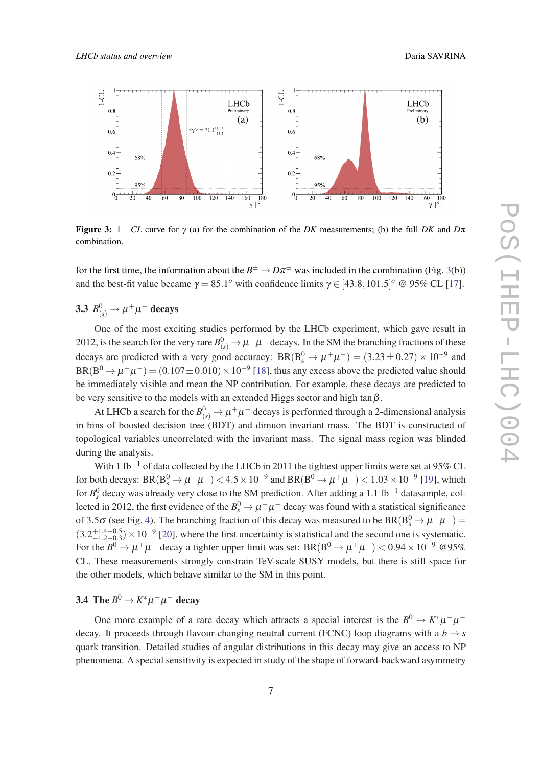**Figure 3:** $1-CL$ curve for $\gamma$ (a) for the combination of the $DK$ measurements; (b) the full $DK$ and $D\pi$ combination.

for the first time, the information about the $B^{\pm} \to D\pi^{\pm}$ was included in the combination (Fig. 3(b)) and the best-fit value became $\gamma = 85.1^{o}$ with confidence limits $\gamma \in [43.8, 101.5]^{o}$ @ 95% CL [17].

### 3.3 $B^0_{(s)} \to \mu^+\mu^-$ decays

One of the most exciting studies performed by the LHCb experiment, which gave result in 2012, is the search for the very rare $B^0_{(s)} \to \mu^+\mu^-$ decays. In the SM the branching fractions of these decays are predicted with a very good accuracy: $\mathrm{BR}(\mathrm{B^0_s} \to \mu^+\mu^-) = (3.23 \pm 0.27) \times 10^{-9}$ and $\mathrm{BR}(\mathrm{B^0} \to \mu^+\mu^-) = (0.107 \pm 0.010) \times 10^{-9}$ [18], thus any excess above the predicted value should be immediately visible and mean the NP contribution. For example, these decays are predicted to be very sensitive to the models with an extended Higgs sector and high $\tan\beta$.

At LHCb a search for the $B^0_{(s)} \to \mu^+\mu^-$ decays is performed through a 2-dimensional analysis in bins of boosted decision tree (BDT) and dimuon invariant mass. The BDT is constructed of topological variables uncorrelated with the invariant mass. The signal mass region was blinded during the analysis.

With 1 fb$^{-1}$ of data collected by the LHCb in 2011 the tightest upper limits were set at 95% CL for both decays: $\mathrm{BR}(\mathrm{B^0_s} \to \mu^+\mu^-) < 4.5 \times 10^{-9}$ and $\mathrm{BR}(\mathrm{B^0} \to \mu^+\mu^-) < 1.03 \times 10^{-9}$ [19], which for $B^0_s$ decay was already very close to the SM prediction. After adding a 1.1 fb$^{-1}$ datasample, collected in 2012, the first evidence of the $B^0_s \to \mu^+\mu^-$ decay was found with a statistical significance of $3.5\sigma$ (see Fig. 4). The branching fraction of this decay was measured to be $\mathrm{BR}(\mathrm{B^0_s} \to \mu^+\mu^-) = (3.2^{+1.4+0.5}_{-1.2-0.3}) \times 10^{-9}$ [20], where the first uncertainty is statistical and the second one is systematic. For the $B^0 \to \mu^+\mu^-$ decay a tighter upper limit was set: $\mathrm{BR}(\mathrm{B^0} \to \mu^+\mu^-) < 0.94 \times 10^{-9}$ @95% CL. These measurements strongly constrain TeV-scale SUSY models, but there is still space for the other models, which behave similar to the SM in this point.

### 3.4 The $B^0 \to K^*\mu^+\mu^-$ decay

One more example of a rare decay which attracts a special interest is the $B^0 \to K^*\mu^+\mu^-$ decay. It proceeds through flavour-changing neutral current (FCNC) loop diagrams with a $b \to s$ quark transition. Detailed studies of angular distributions in this decay may give an access to NP phenomena. A special sensitivity is expected in study of the shape of forward-backward asymmetry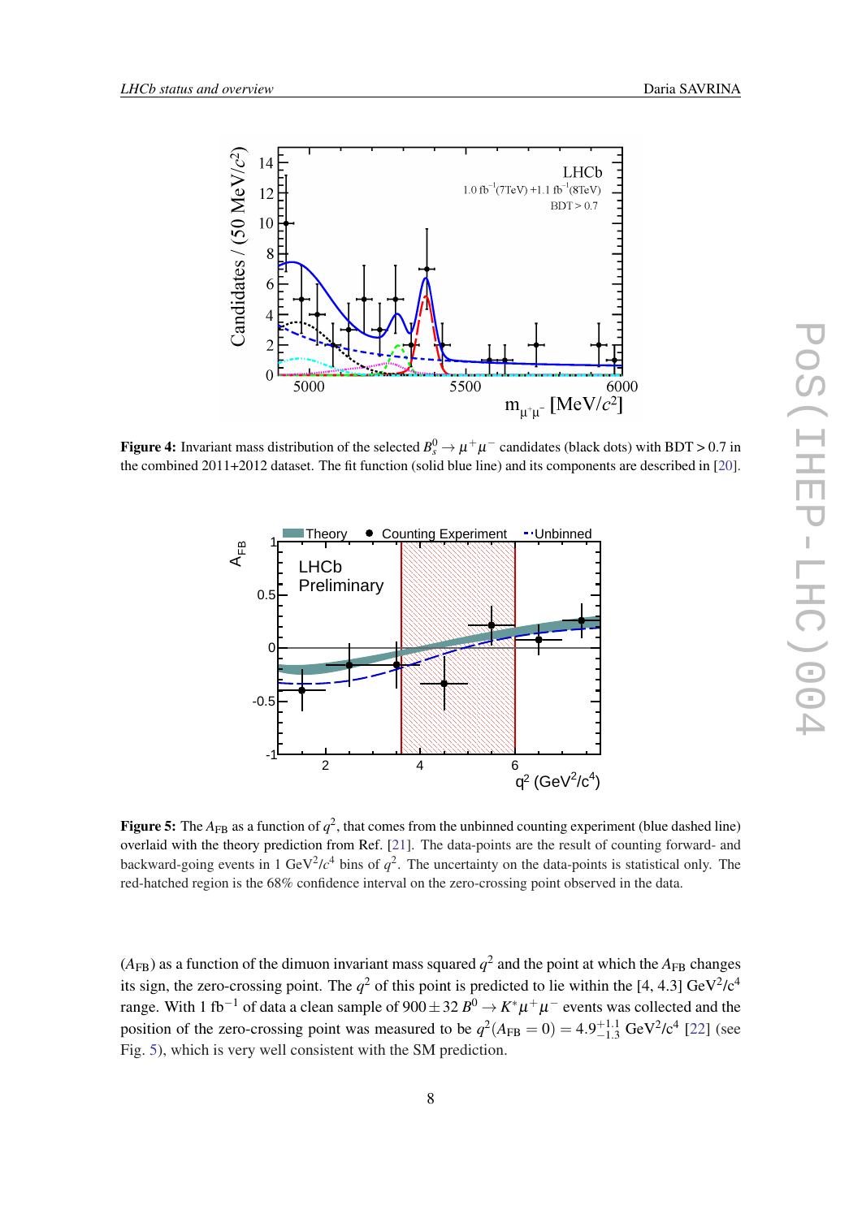**Figure 4:** Invariant mass distribution of the selected $B^0_s \to \mu^+\mu^-$ candidates (black dots) with BDT $> 0.7$ in the combined 2011+2012 dataset. The fit function (solid blue line) and its components are described in [20].

**Figure 5:** The $A_{\rm FB}$ as a function of $q^2$, that comes from the unbinned counting experiment (blue dashed line) overlaid with the theory prediction from Ref. [21]. The data-points are the result of counting forward- and backward-going events in 1 GeV$^2$/$c^4$ bins of $q^2$. The uncertainty on the data-points is statistical only. The red-hatched region is the 68% confidence interval on the zero-crossing point observed in the data.

($A_{\rm FB}$) as a function of the dimuon invariant mass squared $q^2$ and the point at which the $A_{\rm FB}$ changes its sign, the zero-crossing point. The $q^2$ of this point is predicted to lie within the [4, 4.3] GeV$^2$/c$^4$ range. With 1 fb$^{-1}$ of data a clean sample of $900 \pm 32$ $B^0 \to K^*\mu^+\mu^-$ events was collected and the position of the zero-crossing point was measured to be $q^2(A_{\rm FB} = 0) = 4.9^{+1.1}_{-1.3}$ GeV$^2$/c$^4$ [22] (see Fig. 5), which is very well consistent with the SM prediction.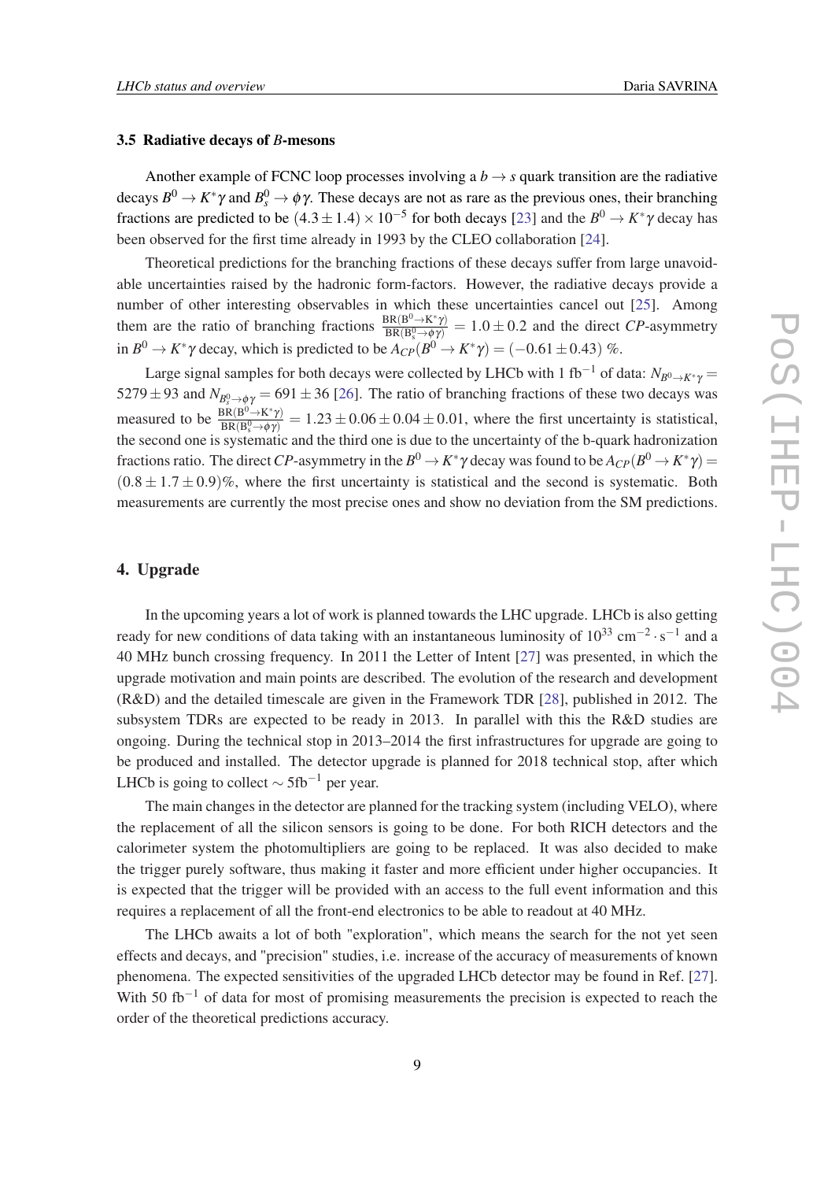### 3.5 Radiative decays of *B*-mesons

Another example of FCNC loop processes involving a $b \to s$ quark transition are the radiative decays $B^0 \to K^*\gamma$ and $B_s^0 \to \phi\gamma$. These decays are not as rare as the previous ones, their branching fractions are predicted to be $(4.3 \pm 1.4) \times 10^{-5}$ for both decays [23] and the $B^0 \to K^*\gamma$ decay has been observed for the first time already in 1993 by the CLEO collaboration [24].

Theoretical predictions for the branching fractions of these decays suffer from large unavoidable uncertainties raised by the hadronic form-factors. However, the radiative decays provide a number of other interesting observables in which these uncertainties cancel out [25]. Among them are the ratio of branching fractions $\frac{\mathrm{BR}(\mathrm{B}^0 \to \mathrm{K}^*\gamma)}{\mathrm{BR}(\mathrm{B}_s^0 \to \phi\gamma)} = 1.0 \pm 0.2$ and the direct *CP*-asymmetry in $B^0 \to K^*\gamma$ decay, which is predicted to be $A_{CP}(B^0 \to K^*\gamma) = (-0.61 \pm 0.43)$ %.

Large signal samples for both decays were collected by LHCb with 1 fb$^{-1}$ of data: $N_{B^0 \to K^*\gamma} = 5279 \pm 93$ and $N_{B_s^0 \to \phi\gamma} = 691 \pm 36$ [26]. The ratio of branching fractions of these two decays was measured to be $\frac{\mathrm{BR}(\mathrm{B}^0 \to \mathrm{K}^*\gamma)}{\mathrm{BR}(\mathrm{B}_s^0 \to \phi\gamma)} = 1.23 \pm 0.06 \pm 0.04 \pm 0.01$, where the first uncertainty is statistical, the second one is systematic and the third one is due to the uncertainty of the b-quark hadronization fractions ratio. The direct *CP*-asymmetry in the $B^0 \to K^*\gamma$ decay was found to be $A_{CP}(B^0 \to K^*\gamma) = (0.8 \pm 1.7 \pm 0.9)$%, where the first uncertainty is statistical and the second is systematic. Both measurements are currently the most precise ones and show no deviation from the SM predictions.

## 4. Upgrade

In the upcoming years a lot of work is planned towards the LHC upgrade. LHCb is also getting ready for new conditions of data taking with an instantaneous luminosity of $10^{33}$ cm$^{-2} \cdot$ s$^{-1}$ and a 40 MHz bunch crossing frequency. In 2011 the Letter of Intent [27] was presented, in which the upgrade motivation and main points are described. The evolution of the research and development (R&D) and the detailed timescale are given in the Framework TDR [28], published in 2012. The subsystem TDRs are expected to be ready in 2013. In parallel with this the R&D studies are ongoing. During the technical stop in 2013–2014 the first infrastructures for upgrade are going to be produced and installed. The detector upgrade is planned for 2018 technical stop, after which LHCb is going to collect $\sim 5$fb$^{-1}$ per year.

The main changes in the detector are planned for the tracking system (including VELO), where the replacement of all the silicon sensors is going to be done. For both RICH detectors and the calorimeter system the photomultipliers are going to be replaced. It was also decided to make the trigger purely software, thus making it faster and more efficient under higher occupancies. It is expected that the trigger will be provided with an access to the full event information and this requires a replacement of all the front-end electronics to be able to readout at 40 MHz.

The LHCb awaits a lot of both "exploration", which means the search for the not yet seen effects and decays, and "precision" studies, i.e. increase of the accuracy of measurements of known phenomena. The expected sensitivities of the upgraded LHCb detector may be found in Ref. [27]. With 50 fb$^{-1}$ of data for most of promising measurements the precision is expected to reach the order of the theoretical predictions accuracy.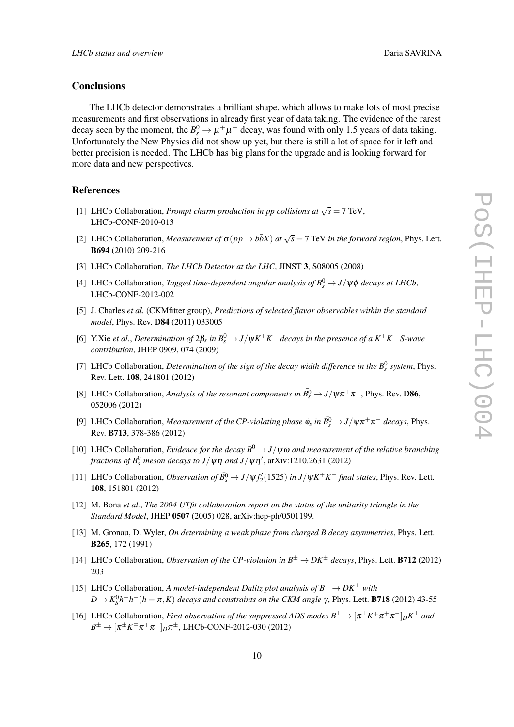## Conclusions

The LHCb detector demonstrates a brilliant shape, which allows to make lots of most precise measurements and first observations in already first year of data taking. The evidence of the rarest decay seen by the moment, the $B_s^0 \to \mu^+\mu^-$ decay, was found with only 1.5 years of data taking. Unfortunately the New Physics did not show up yet, but there is still a lot of space for it left and better precision is needed. The LHCb has big plans for the upgrade and is looking forward for more data and new perspectives.

## References

[1] LHCb Collaboration, *Prompt charm production in pp collisions at* $\sqrt{s} = 7$ TeV, LHCb-CONF-2010-013

[2] LHCb Collaboration, *Measurement of* $\sigma(pp \to b\bar{b}X)$ *at* $\sqrt{s} = 7$ TeV *in the forward region*, Phys. Lett. **B694** (2010) 209-216

[3] LHCb Collaboration, *The LHCb Detector at the LHC*, JINST **3**, S08005 (2008)

[4] LHCb Collaboration, *Tagged time-dependent angular analysis of* $B_s^0 \to J/\psi\phi$ *decays at LHCb*, LHCb-CONF-2012-002

[5] J. Charles *et al.* (CKMfitter group), *Predictions of selected flavor observables within the standard model*, Phys. Rev. **D84** (2011) 033005

[6] Y.Xie *et al.*, *Determination of* $2\beta_s$ *in* $B_s^0 \to J/\psi K^+K^-$ *decays in the presence of a* $K^+K^-$ *S-wave contribution*, JHEP 0909, 074 (2009)

[7] LHCb Collaboration, *Determination of the sign of the decay width difference in the* $B_s^0$ *system*, Phys. Rev. Lett. **108**, 241801 (2012)

[8] LHCb Collaboration, *Analysis of the resonant components in* $\bar{B}_s^0 \to J/\psi\pi^+\pi^-$, Phys. Rev. **D86**, 052006 (2012)

[9] LHCb Collaboration, *Measurement of the CP-violating phase* $\phi_s$ *in* $\bar{B}_s^0 \to J/\psi\pi^+\pi^-$ *decays*, Phys. Rev. **B713**, 378-386 (2012)

[10] LHCb Collaboration, *Evidence for the decay* $B^0 \to J/\psi\omega$ *and measurement of the relative branching fractions of* $B_s^0$ *meson decays to* $J/\psi\eta$ *and* $J/\psi\eta'$, arXiv:1210.2631 (2012)

[11] LHCb Collaboration, *Observation of* $\bar{B}_s^0 \to J/\psi f_2'(1525)$ *in* $J/\psi K^+K^-$ *final states*, Phys. Rev. Lett. **108**, 151801 (2012)

[12] M. Bona *et al.*, *The 2004 UTfit collaboration report on the status of the unitarity triangle in the Standard Model*, JHEP **0507** (2005) 028, arXiv:hep-ph/0501199.

[13] M. Gronau, D. Wyler, *On determining a weak phase from charged B decay asymmetries*, Phys. Lett. **B265**, 172 (1991)

[14] LHCb Collaboration, *Observation of the CP-violation in* $B^\pm \to DK^\pm$ *decays*, Phys. Lett. **B712** (2012) 203

[15] LHCb Collaboration, *A model-independent Dalitz plot analysis of* $B^\pm \to DK^\pm$ *with* $D \to K_S^0 h^+h^- (h = \pi, K)$ *decays and constraints on the CKM angle* $\gamma$, Phys. Lett. **B718** (2012) 43-55

[16] LHCb Collaboration, *First observation of the suppressed ADS modes* $B^\pm \to [\pi^\pm K^\mp\pi^+\pi^-]_D K^\pm$ *and* $B^\pm \to [\pi^\pm K^\mp\pi^+\pi^-]_D \pi^\pm$, LHCb-CONF-2012-030 (2012)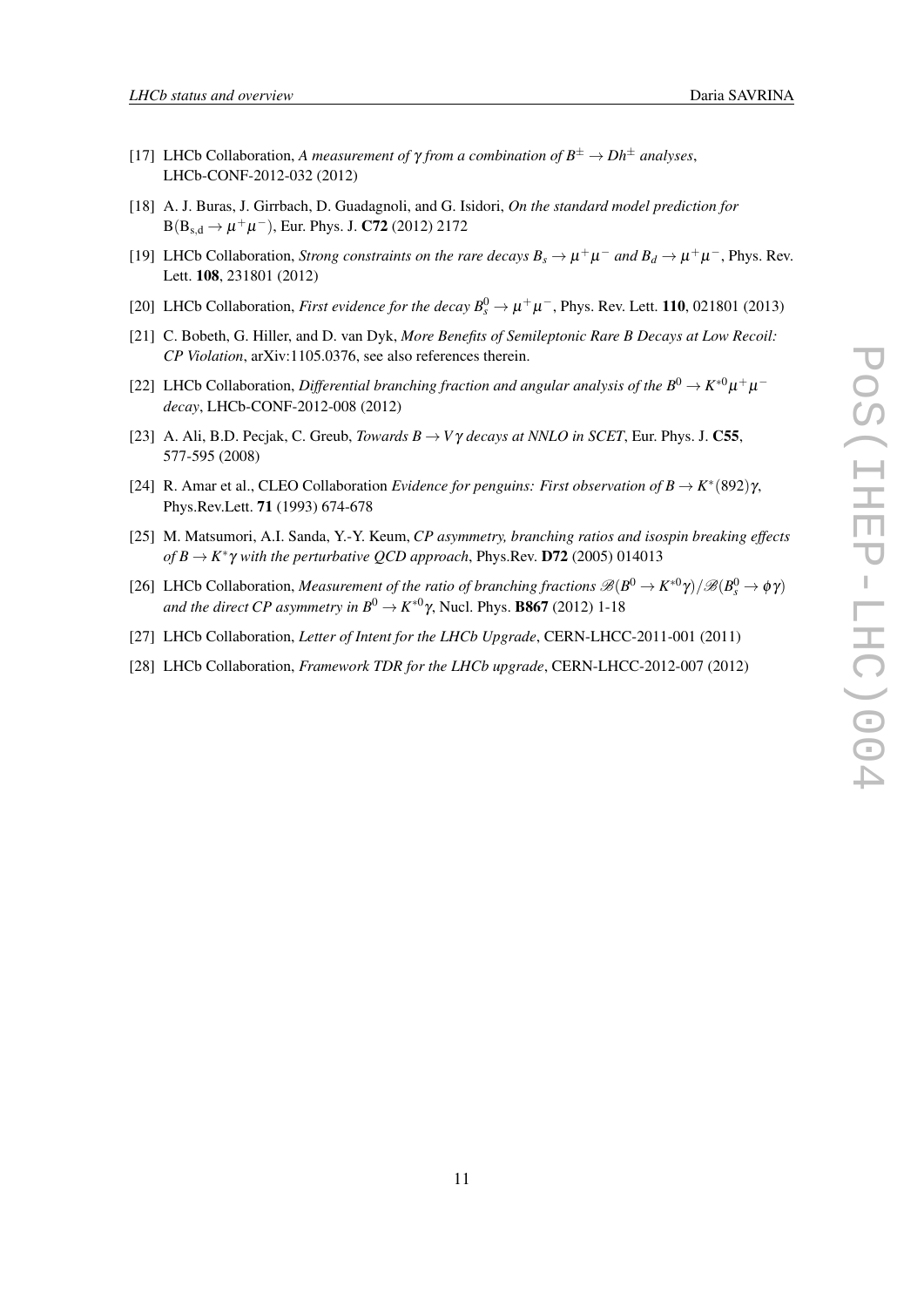[17] LHCb Collaboration, *A measurement of $\gamma$ from a combination of $B^{\pm} \to Dh^{\pm}$ analyses*, LHCb-CONF-2012-032 (2012)

[18] A. J. Buras, J. Girrbach, D. Guadagnoli, and G. Isidori, *On the standard model prediction for* $\mathrm{B}(\mathrm{B}_{s,d} \to \mu^+\mu^-)$, Eur. Phys. J. **C72** (2012) 2172

[19] LHCb Collaboration, *Strong constraints on the rare decays $B_s \to \mu^+\mu^-$ and $B_d \to \mu^+\mu^-$*, Phys. Rev. Lett. **108**, 231801 (2012)

[20] LHCb Collaboration, *First evidence for the decay $B_s^0 \to \mu^+\mu^-$*, Phys. Rev. Lett. **110**, 021801 (2013)

[21] C. Bobeth, G. Hiller, and D. van Dyk, *More Benefits of Semileptonic Rare B Decays at Low Recoil: CP Violation*, arXiv:1105.0376, see also references therein.

[22] LHCb Collaboration, *Differential branching fraction and angular analysis of the $B^0 \to K^{*0}\mu^+\mu^-$ decay*, LHCb-CONF-2012-008 (2012)

[23] A. Ali, B.D. Pecjak, C. Greub, *Towards $B \to V\gamma$ decays at NNLO in SCET*, Eur. Phys. J. **C55**, 577-595 (2008)

[24] R. Amar et al., CLEO Collaboration *Evidence for penguins: First observation of $B \to K^*(892)\gamma$*, Phys.Rev.Lett. **71** (1993) 674-678

[25] M. Matsumori, A.I. Sanda, Y.-Y. Keum, *CP asymmetry, branching ratios and isospin breaking effects of $B \to K^*\gamma$ with the perturbative QCD approach*, Phys.Rev. **D72** (2005) 014013

[26] LHCb Collaboration, *Measurement of the ratio of branching fractions $\mathscr{B}(B^0 \to K^{*0}\gamma)/\mathscr{B}(B_s^0 \to \phi\gamma)$ and the direct CP asymmetry in $B^0 \to K^{*0}\gamma$*, Nucl. Phys. **B867** (2012) 1-18

[27] LHCb Collaboration, *Letter of Intent for the LHCb Upgrade*, CERN-LHCC-2011-001 (2011)

[28] LHCb Collaboration, *Framework TDR for the LHCb upgrade*, CERN-LHCC-2012-007 (2012)